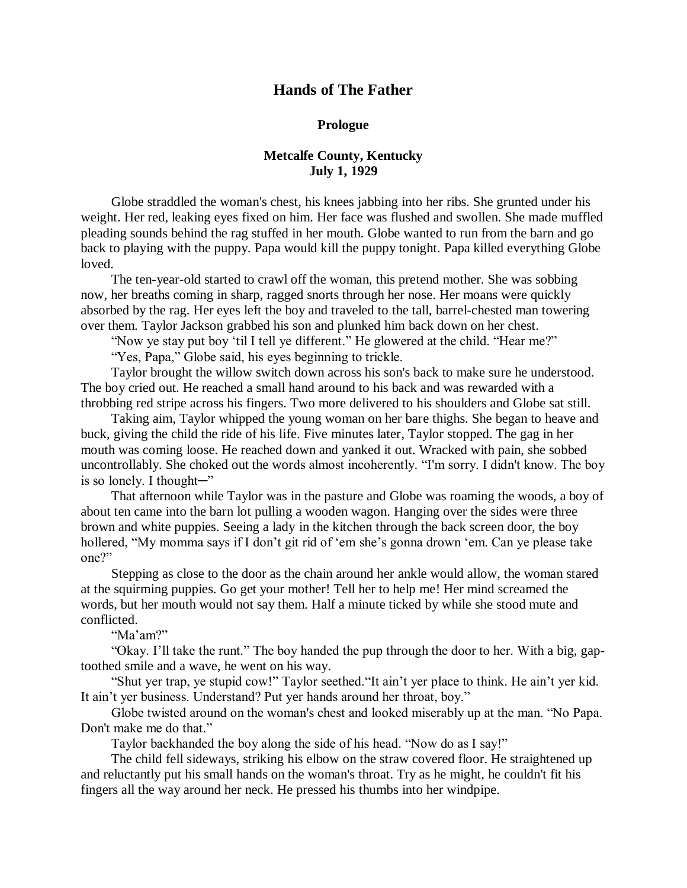# Hands of The Father

## Prologue

### Metcalfe County, Kentucky
### July 1, 1929

Globe straddled the woman's chest, his knees jabbing into her ribs. She grunted under his weight. Her red, leaking eyes fixed on him. Her face was flushed and swollen. She made muffled pleading sounds behind the rag stuffed in her mouth. Globe wanted to run from the barn and go back to playing with the puppy. Papa would kill the puppy tonight. Papa killed everything Globe loved.

The ten-year-old started to crawl off the woman, this pretend mother. She was sobbing now, her breaths coming in sharp, ragged snorts through her nose. Her moans were quickly absorbed by the rag. Her eyes left the boy and traveled to the tall, barrel-chested man towering over them. Taylor Jackson grabbed his son and plunked him back down on her chest.

"Now ye stay put boy 'til I tell ye different." He glowered at the child. "Hear me?"

"Yes, Papa," Globe said, his eyes beginning to trickle.

Taylor brought the willow switch down across his son's back to make sure he understood. The boy cried out. He reached a small hand around to his back and was rewarded with a throbbing red stripe across his fingers. Two more delivered to his shoulders and Globe sat still.

Taking aim, Taylor whipped the young woman on her bare thighs. She began to heave and buck, giving the child the ride of his life. Five minutes later, Taylor stopped. The gag in her mouth was coming loose. He reached down and yanked it out. Wracked with pain, she sobbed uncontrollably. She choked out the words almost incoherently. "I'm sorry. I didn't know. The boy is so lonely. I thought─"

That afternoon while Taylor was in the pasture and Globe was roaming the woods, a boy of about ten came into the barn lot pulling a wooden wagon. Hanging over the sides were three brown and white puppies. Seeing a lady in the kitchen through the back screen door, the boy hollered, "My momma says if I don't git rid of 'em she's gonna drown 'em. Can ye please take one?"

Stepping as close to the door as the chain around her ankle would allow, the woman stared at the squirming puppies. Go get your mother! Tell her to help me! Her mind screamed the words, but her mouth would not say them. Half a minute ticked by while she stood mute and conflicted.

"Ma'am?"

"Okay. I'll take the runt." The boy handed the pup through the door to her. With a big, gap-toothed smile and a wave, he went on his way.

"Shut yer trap, ye stupid cow!" Taylor seethed."It ain't yer place to think. He ain't yer kid. It ain't yer business. Understand? Put yer hands around her throat, boy."

Globe twisted around on the woman's chest and looked miserably up at the man. "No Papa. Don't make me do that."

Taylor backhanded the boy along the side of his head. "Now do as I say!"

The child fell sideways, striking his elbow on the straw covered floor. He straightened up and reluctantly put his small hands on the woman's throat. Try as he might, he couldn't fit his fingers all the way around her neck. He pressed his thumbs into her windpipe.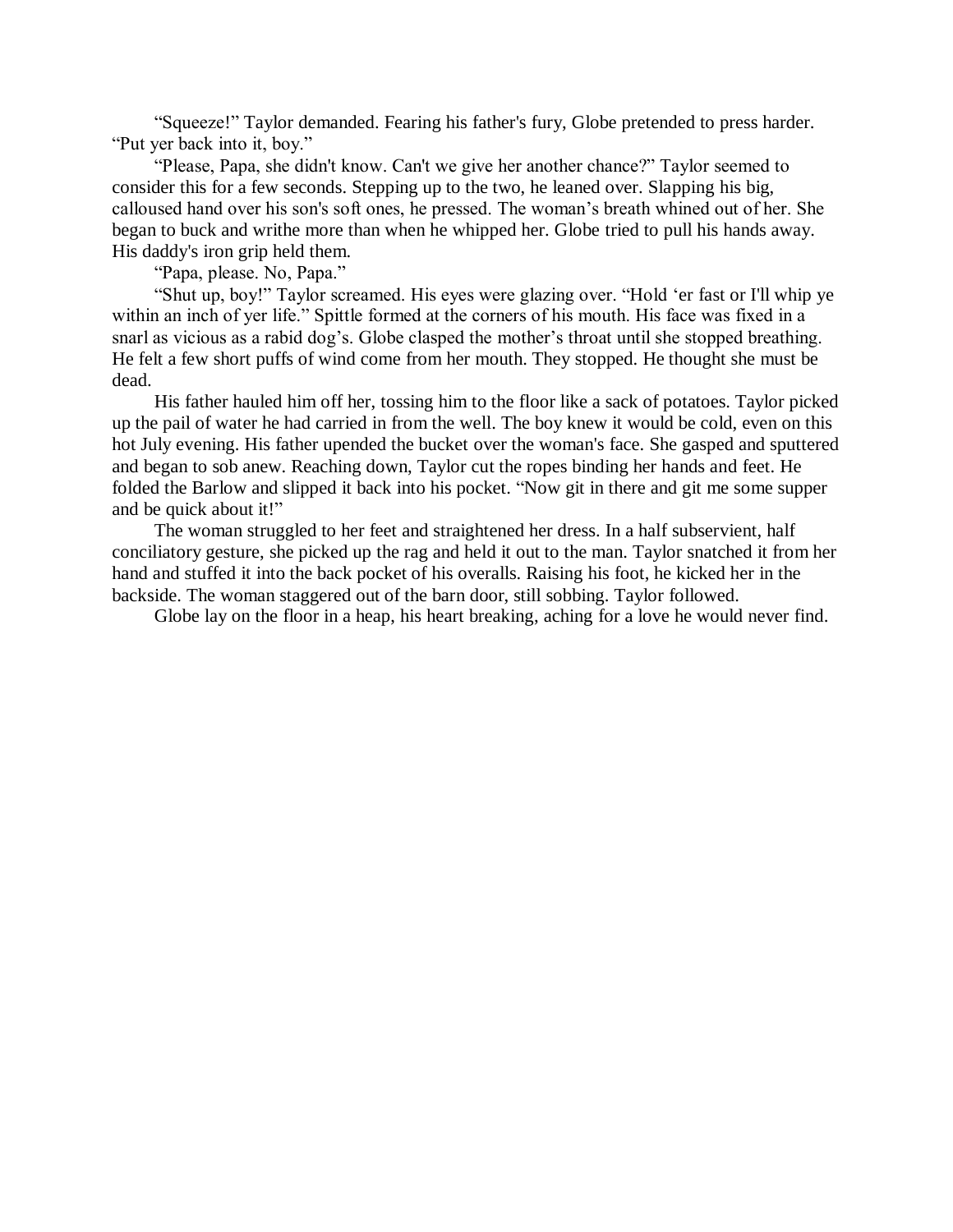"Squeeze!" Taylor demanded. Fearing his father's fury, Globe pretended to press harder. "Put yer back into it, boy."

"Please, Papa, she didn't know. Can't we give her another chance?" Taylor seemed to consider this for a few seconds. Stepping up to the two, he leaned over. Slapping his big, calloused hand over his son's soft ones, he pressed. The woman's breath whined out of her. She began to buck and writhe more than when he whipped her. Globe tried to pull his hands away. His daddy's iron grip held them.

"Papa, please. No, Papa."

"Shut up, boy!" Taylor screamed. His eyes were glazing over. "Hold 'er fast or I'll whip ye within an inch of yer life." Spittle formed at the corners of his mouth. His face was fixed in a snarl as vicious as a rabid dog's. Globe clasped the mother's throat until she stopped breathing. He felt a few short puffs of wind come from her mouth. They stopped. He thought she must be dead.

His father hauled him off her, tossing him to the floor like a sack of potatoes. Taylor picked up the pail of water he had carried in from the well. The boy knew it would be cold, even on this hot July evening. His father upended the bucket over the woman's face. She gasped and sputtered and began to sob anew. Reaching down, Taylor cut the ropes binding her hands and feet. He folded the Barlow and slipped it back into his pocket. "Now git in there and git me some supper and be quick about it!"

The woman struggled to her feet and straightened her dress. In a half subservient, half conciliatory gesture, she picked up the rag and held it out to the man. Taylor snatched it from her hand and stuffed it into the back pocket of his overalls. Raising his foot, he kicked her in the backside. The woman staggered out of the barn door, still sobbing. Taylor followed.

Globe lay on the floor in a heap, his heart breaking, aching for a love he would never find.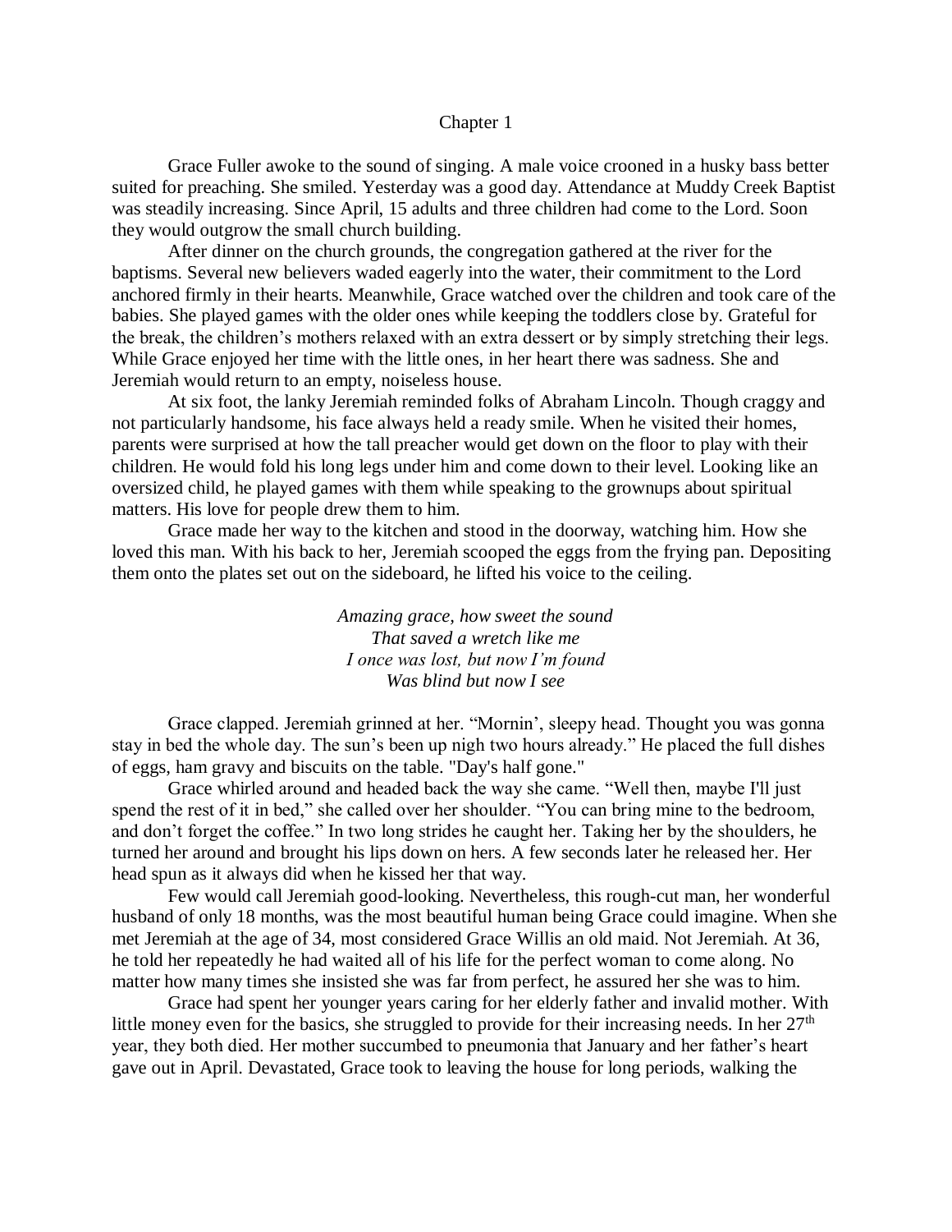# Chapter 1

Grace Fuller awoke to the sound of singing. A male voice crooned in a husky bass better suited for preaching. She smiled. Yesterday was a good day. Attendance at Muddy Creek Baptist was steadily increasing. Since April, 15 adults and three children had come to the Lord. Soon they would outgrow the small church building.

After dinner on the church grounds, the congregation gathered at the river for the baptisms. Several new believers waded eagerly into the water, their commitment to the Lord anchored firmly in their hearts. Meanwhile, Grace watched over the children and took care of the babies. She played games with the older ones while keeping the toddlers close by. Grateful for the break, the children's mothers relaxed with an extra dessert or by simply stretching their legs. While Grace enjoyed her time with the little ones, in her heart there was sadness. She and Jeremiah would return to an empty, noiseless house.

At six foot, the lanky Jeremiah reminded folks of Abraham Lincoln. Though craggy and not particularly handsome, his face always held a ready smile. When he visited their homes, parents were surprised at how the tall preacher would get down on the floor to play with their children. He would fold his long legs under him and come down to their level. Looking like an oversized child, he played games with them while speaking to the grownups about spiritual matters. His love for people drew them to him.

Grace made her way to the kitchen and stood in the doorway, watching him. How she loved this man. With his back to her, Jeremiah scooped the eggs from the frying pan. Depositing them onto the plates set out on the sideboard, he lifted his voice to the ceiling.

*Amazing grace, how sweet the sound*
*That saved a wretch like me*
*I once was lost, but now I'm found*
*Was blind but now I see*

Grace clapped. Jeremiah grinned at her. "Mornin', sleepy head. Thought you was gonna stay in bed the whole day. The sun's been up nigh two hours already." He placed the full dishes of eggs, ham gravy and biscuits on the table. "Day's half gone."

Grace whirled around and headed back the way she came. "Well then, maybe I'll just spend the rest of it in bed," she called over her shoulder. "You can bring mine to the bedroom, and don't forget the coffee." In two long strides he caught her. Taking her by the shoulders, he turned her around and brought his lips down on hers. A few seconds later he released her. Her head spun as it always did when he kissed her that way.

Few would call Jeremiah good-looking. Nevertheless, this rough-cut man, her wonderful husband of only 18 months, was the most beautiful human being Grace could imagine. When she met Jeremiah at the age of 34, most considered Grace Willis an old maid. Not Jeremiah. At 36, he told her repeatedly he had waited all of his life for the perfect woman to come along. No matter how many times she insisted she was far from perfect, he assured her she was to him.

Grace had spent her younger years caring for her elderly father and invalid mother. With little money even for the basics, she struggled to provide for their increasing needs. In her 27th year, they both died. Her mother succumbed to pneumonia that January and her father's heart gave out in April. Devastated, Grace took to leaving the house for long periods, walking the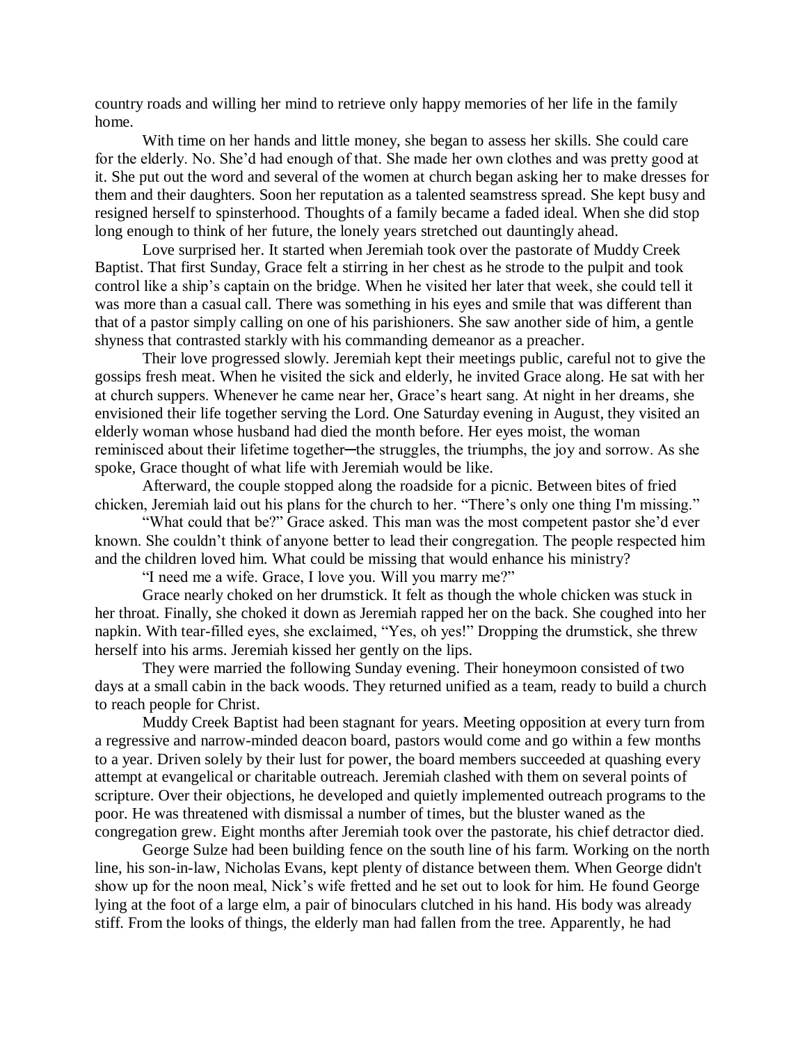country roads and willing her mind to retrieve only happy memories of her life in the family home.

With time on her hands and little money, she began to assess her skills. She could care for the elderly. No. She'd had enough of that. She made her own clothes and was pretty good at it. She put out the word and several of the women at church began asking her to make dresses for them and their daughters. Soon her reputation as a talented seamstress spread. She kept busy and resigned herself to spinsterhood. Thoughts of a family became a faded ideal. When she did stop long enough to think of her future, the lonely years stretched out dauntingly ahead.

Love surprised her. It started when Jeremiah took over the pastorate of Muddy Creek Baptist. That first Sunday, Grace felt a stirring in her chest as he strode to the pulpit and took control like a ship's captain on the bridge. When he visited her later that week, she could tell it was more than a casual call. There was something in his eyes and smile that was different than that of a pastor simply calling on one of his parishioners. She saw another side of him, a gentle shyness that contrasted starkly with his commanding demeanor as a preacher.

Their love progressed slowly. Jeremiah kept their meetings public, careful not to give the gossips fresh meat. When he visited the sick and elderly, he invited Grace along. He sat with her at church suppers. Whenever he came near her, Grace's heart sang. At night in her dreams, she envisioned their life together serving the Lord. One Saturday evening in August, they visited an elderly woman whose husband had died the month before. Her eyes moist, the woman reminisced about their lifetime together─the struggles, the triumphs, the joy and sorrow. As she spoke, Grace thought of what life with Jeremiah would be like.

Afterward, the couple stopped along the roadside for a picnic. Between bites of fried chicken, Jeremiah laid out his plans for the church to her. "There's only one thing I'm missing."

"What could that be?" Grace asked. This man was the most competent pastor she'd ever known. She couldn't think of anyone better to lead their congregation. The people respected him and the children loved him. What could be missing that would enhance his ministry?

"I need me a wife. Grace, I love you. Will you marry me?"

Grace nearly choked on her drumstick. It felt as though the whole chicken was stuck in her throat. Finally, she choked it down as Jeremiah rapped her on the back. She coughed into her napkin. With tear-filled eyes, she exclaimed, "Yes, oh yes!" Dropping the drumstick, she threw herself into his arms. Jeremiah kissed her gently on the lips.

They were married the following Sunday evening. Their honeymoon consisted of two days at a small cabin in the back woods. They returned unified as a team, ready to build a church to reach people for Christ.

Muddy Creek Baptist had been stagnant for years. Meeting opposition at every turn from a regressive and narrow-minded deacon board, pastors would come and go within a few months to a year. Driven solely by their lust for power, the board members succeeded at quashing every attempt at evangelical or charitable outreach. Jeremiah clashed with them on several points of scripture. Over their objections, he developed and quietly implemented outreach programs to the poor. He was threatened with dismissal a number of times, but the bluster waned as the congregation grew. Eight months after Jeremiah took over the pastorate, his chief detractor died.

George Sulze had been building fence on the south line of his farm. Working on the north line, his son-in-law, Nicholas Evans, kept plenty of distance between them. When George didn't show up for the noon meal, Nick's wife fretted and he set out to look for him. He found George lying at the foot of a large elm, a pair of binoculars clutched in his hand. His body was already stiff. From the looks of things, the elderly man had fallen from the tree. Apparently, he had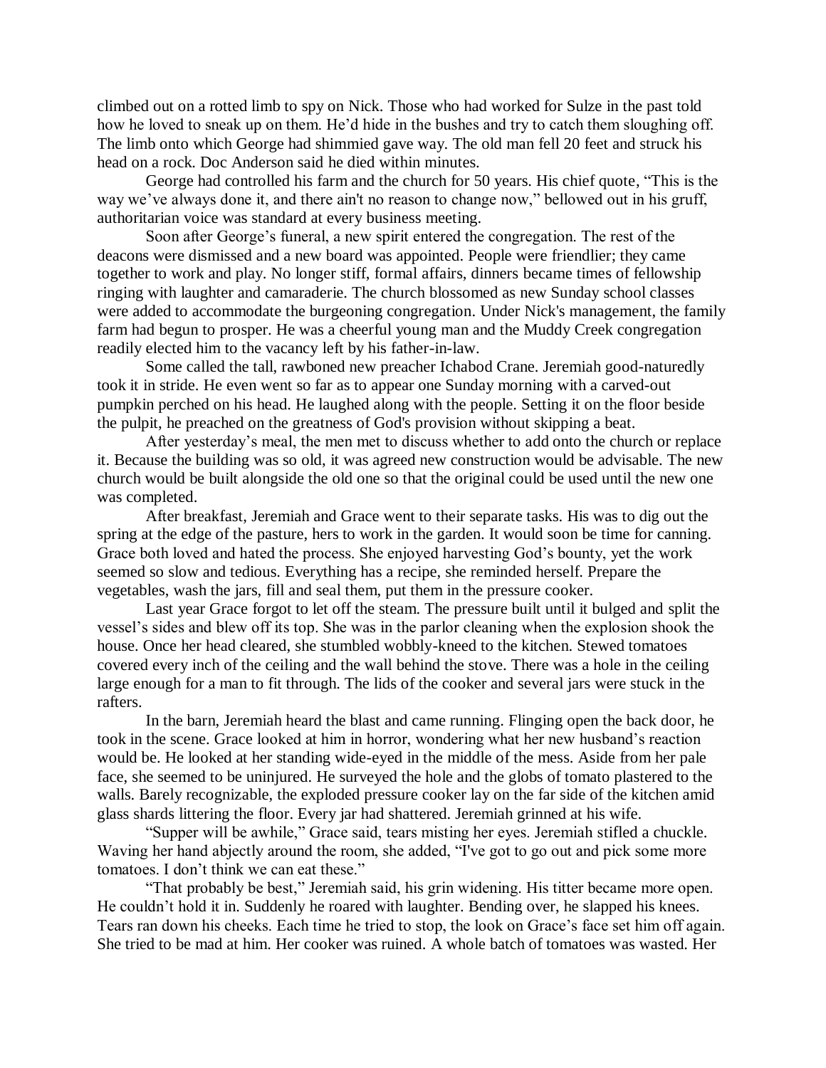climbed out on a rotted limb to spy on Nick. Those who had worked for Sulze in the past told how he loved to sneak up on them. He'd hide in the bushes and try to catch them sloughing off. The limb onto which George had shimmied gave way. The old man fell 20 feet and struck his head on a rock. Doc Anderson said he died within minutes.

George had controlled his farm and the church for 50 years. His chief quote, "This is the way we've always done it, and there ain't no reason to change now," bellowed out in his gruff, authoritarian voice was standard at every business meeting.

Soon after George's funeral, a new spirit entered the congregation. The rest of the deacons were dismissed and a new board was appointed. People were friendlier; they came together to work and play. No longer stiff, formal affairs, dinners became times of fellowship ringing with laughter and camaraderie. The church blossomed as new Sunday school classes were added to accommodate the burgeoning congregation. Under Nick's management, the family farm had begun to prosper. He was a cheerful young man and the Muddy Creek congregation readily elected him to the vacancy left by his father-in-law.

Some called the tall, rawboned new preacher Ichabod Crane. Jeremiah good-naturedly took it in stride. He even went so far as to appear one Sunday morning with a carved-out pumpkin perched on his head. He laughed along with the people. Setting it on the floor beside the pulpit, he preached on the greatness of God's provision without skipping a beat.

After yesterday's meal, the men met to discuss whether to add onto the church or replace it. Because the building was so old, it was agreed new construction would be advisable. The new church would be built alongside the old one so that the original could be used until the new one was completed.

After breakfast, Jeremiah and Grace went to their separate tasks. His was to dig out the spring at the edge of the pasture, hers to work in the garden. It would soon be time for canning. Grace both loved and hated the process. She enjoyed harvesting God's bounty, yet the work seemed so slow and tedious. Everything has a recipe, she reminded herself. Prepare the vegetables, wash the jars, fill and seal them, put them in the pressure cooker.

Last year Grace forgot to let off the steam. The pressure built until it bulged and split the vessel's sides and blew off its top. She was in the parlor cleaning when the explosion shook the house. Once her head cleared, she stumbled wobbly-kneed to the kitchen. Stewed tomatoes covered every inch of the ceiling and the wall behind the stove. There was a hole in the ceiling large enough for a man to fit through. The lids of the cooker and several jars were stuck in the rafters.

In the barn, Jeremiah heard the blast and came running. Flinging open the back door, he took in the scene. Grace looked at him in horror, wondering what her new husband's reaction would be. He looked at her standing wide-eyed in the middle of the mess. Aside from her pale face, she seemed to be uninjured. He surveyed the hole and the globs of tomato plastered to the walls. Barely recognizable, the exploded pressure cooker lay on the far side of the kitchen amid glass shards littering the floor. Every jar had shattered. Jeremiah grinned at his wife.

"Supper will be awhile," Grace said, tears misting her eyes. Jeremiah stifled a chuckle. Waving her hand abjectly around the room, she added, "I've got to go out and pick some more tomatoes. I don't think we can eat these."

"That probably be best," Jeremiah said, his grin widening. His titter became more open. He couldn't hold it in. Suddenly he roared with laughter. Bending over, he slapped his knees. Tears ran down his cheeks. Each time he tried to stop, the look on Grace's face set him off again. She tried to be mad at him. Her cooker was ruined. A whole batch of tomatoes was wasted. Her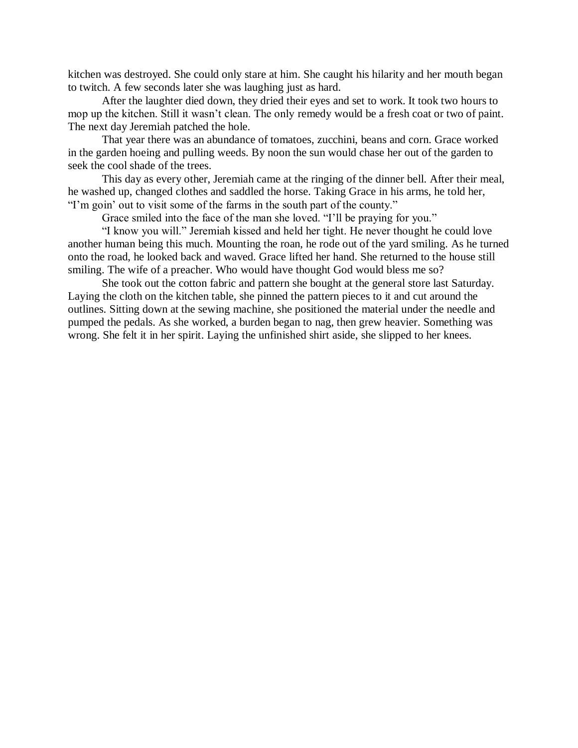kitchen was destroyed. She could only stare at him. She caught his hilarity and her mouth began to twitch. A few seconds later she was laughing just as hard.

After the laughter died down, they dried their eyes and set to work. It took two hours to mop up the kitchen. Still it wasn't clean. The only remedy would be a fresh coat or two of paint. The next day Jeremiah patched the hole.

That year there was an abundance of tomatoes, zucchini, beans and corn. Grace worked in the garden hoeing and pulling weeds. By noon the sun would chase her out of the garden to seek the cool shade of the trees.

This day as every other, Jeremiah came at the ringing of the dinner bell. After their meal, he washed up, changed clothes and saddled the horse. Taking Grace in his arms, he told her, "I'm goin' out to visit some of the farms in the south part of the county."

Grace smiled into the face of the man she loved. "I'll be praying for you."

"I know you will." Jeremiah kissed and held her tight. He never thought he could love another human being this much. Mounting the roan, he rode out of the yard smiling. As he turned onto the road, he looked back and waved. Grace lifted her hand. She returned to the house still smiling. The wife of a preacher. Who would have thought God would bless me so?

She took out the cotton fabric and pattern she bought at the general store last Saturday. Laying the cloth on the kitchen table, she pinned the pattern pieces to it and cut around the outlines. Sitting down at the sewing machine, she positioned the material under the needle and pumped the pedals. As she worked, a burden began to nag, then grew heavier. Something was wrong. She felt it in her spirit. Laying the unfinished shirt aside, she slipped to her knees.